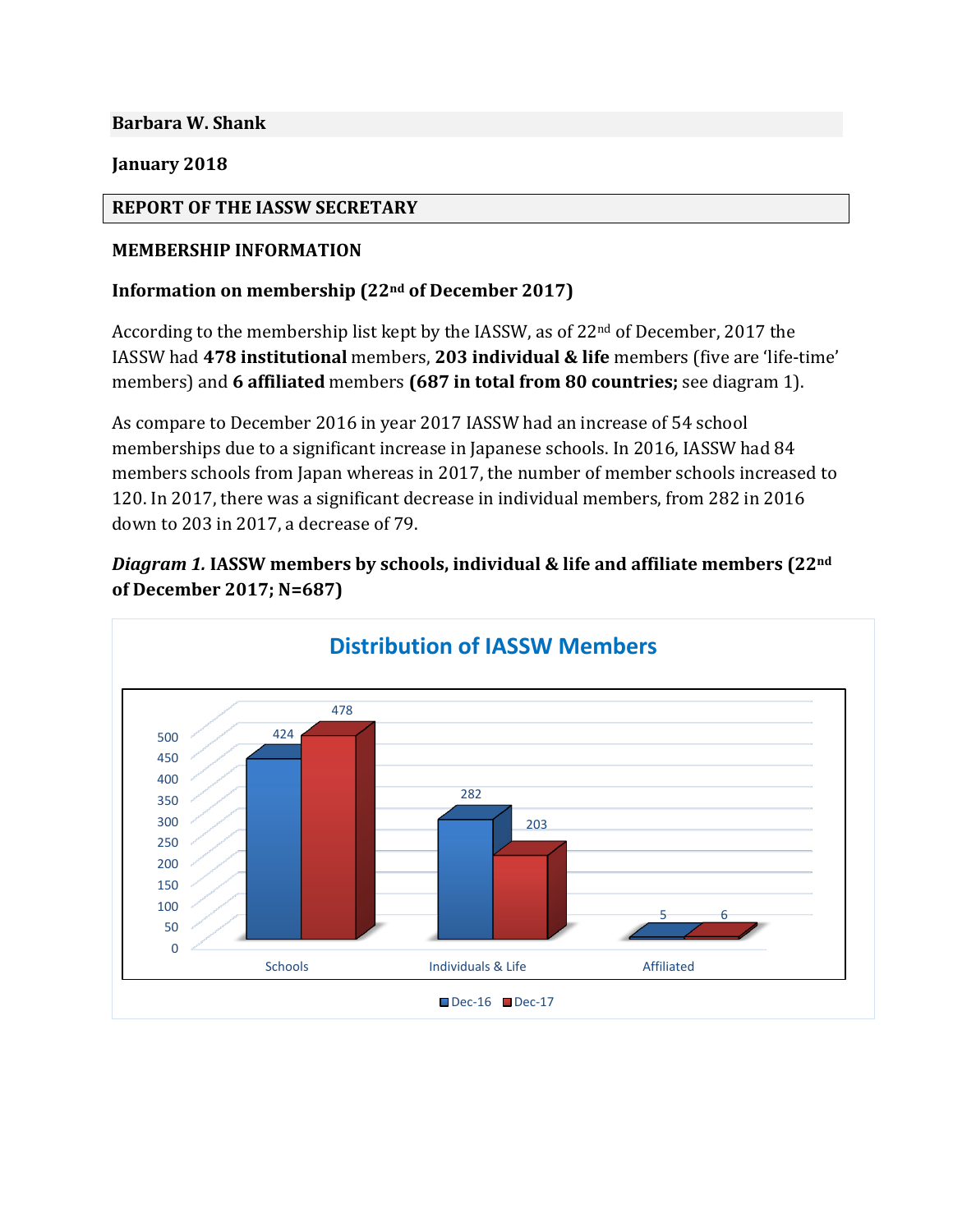**Barbara W. Shank**

**January 2018**

## REPORT OF THE IASSW SECRETARY

### MEMBERSHIP INFORMATION

### Information on membership (22nd of December 2017)

According to the membership list kept by the IASSW, as of 22nd of December, 2017 the IASSW had **478 institutional** members, **203 individual & life** members (five are 'life-time' members) and **6 affiliated** members **(687 in total from 80 countries;** see diagram 1).

As compare to December 2016 in year 2017 IASSW had an increase of 54 school memberships due to a significant increase in Japanese schools. In 2016, IASSW had 84 members schools from Japan whereas in 2017, the number of member schools increased to 120. In 2017, there was a significant decrease in individual members, from 282 in 2016 down to 203 in 2017, a decrease of 79.

***Diagram 1.*** **IASSW members by schools, individual & life and affiliate members (22nd of December 2017; N=687)**

**Distribution of IASSW Members**

| | Dec-16 | Dec-17 |
|---|---|---|
| Schools | 424 | 478 |
| Individuals & Life | 282 | 203 |
| Affiliated | 5 | 6 |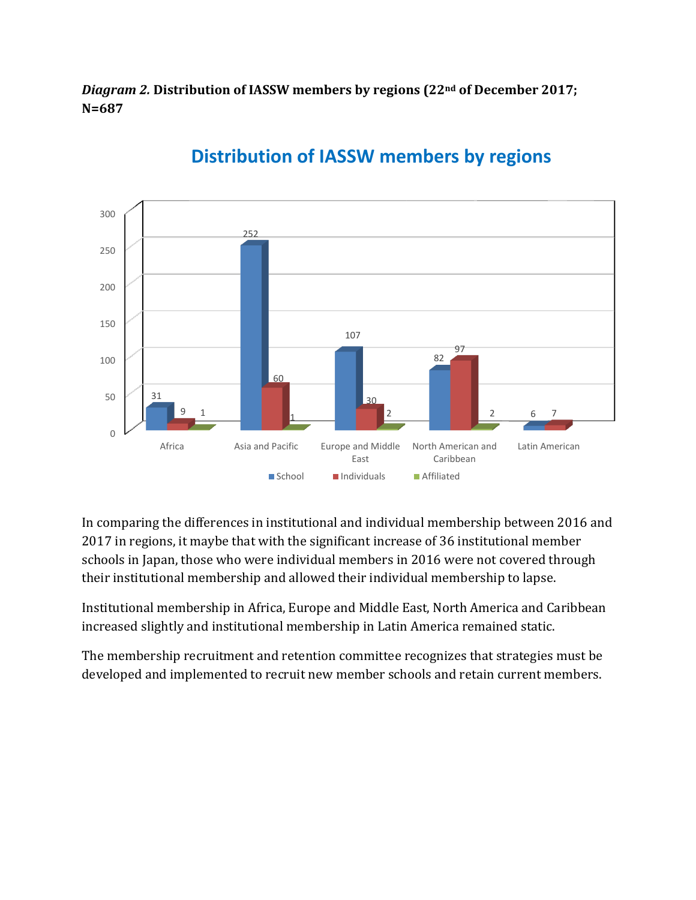*Diagram 2.* **Distribution of IASSW members by regions (22nd of December 2017; N=687**

**Distribution of IASSW members by regions**

| Region | School | Individuals | Affiliated |
| --- | --- | --- | --- |
| Africa | 31 | 9 | 1 |
| Asia and Pacific | 252 | 60 | 1 |
| Europe and Middle East | 107 | 30 | 2 |
| North American and Caribbean | 82 | 97 | 2 |
| Latin American | 6 | 7 | |

In comparing the differences in institutional and individual membership between 2016 and 2017 in regions, it maybe that with the significant increase of 36 institutional member schools in Japan, those who were individual members in 2016 were not covered through their institutional membership and allowed their individual membership to lapse.

Institutional membership in Africa, Europe and Middle East, North America and Caribbean increased slightly and institutional membership in Latin America remained static.

The membership recruitment and retention committee recognizes that strategies must be developed and implemented to recruit new member schools and retain current members.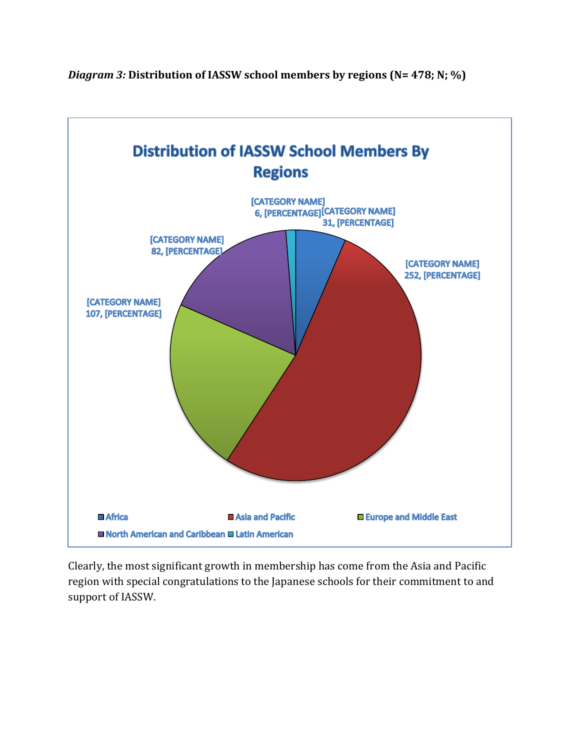*Diagram 3:* **Distribution of IASSW school members by regions (N= 478; N; %)**

**Distribution of IASSW School Members By Regions**

[CATEGORY NAME] 6, [PERCENTAGE]
[CATEGORY NAME] 31, [PERCENTAGE]
[CATEGORY NAME] 252, [PERCENTAGE]
[CATEGORY NAME] 107, [PERCENTAGE]
[CATEGORY NAME] 82, [PERCENTAGE]

Africa | Asia and Pacific | Europe and Middle East | North American and Caribbean | Latin American

Clearly, the most significant growth in membership has come from the Asia and Pacific region with special congratulations to the Japanese schools for their commitment to and support of IASSW.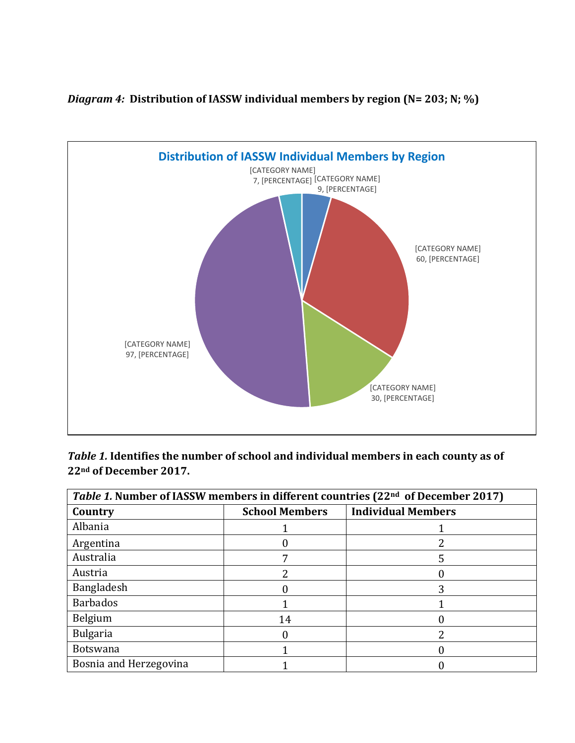*Diagram 4:* **Distribution of IASSW individual members by region (N= 203; N; %)**

**Distribution of IASSW Individual Members by Region**

[CATEGORY NAME] 7, [PERCENTAGE]

[CATEGORY NAME] 9, [PERCENTAGE]

[CATEGORY NAME] 60, [PERCENTAGE]

[CATEGORY NAME] 30, [PERCENTAGE]

[CATEGORY NAME] 97, [PERCENTAGE]

***Table 1.*** **Identifies the number of school and individual members in each county as of 22nd of December 2017.**

| ***Table 1.*** **Number of IASSW members in different countries (22nd of December 2017)** | | |
|---|---|---|
| **Country** | **School Members** | **Individual Members** |
| Albania | 1 | 1 |
| Argentina | 0 | 2 |
| Australia | 7 | 5 |
| Austria | 2 | 0 |
| Bangladesh | 0 | 3 |
| Barbados | 1 | 1 |
| Belgium | 14 | 0 |
| Bulgaria | 0 | 2 |
| Botswana | 1 | 0 |
| Bosnia and Herzegovina | 1 | 0 |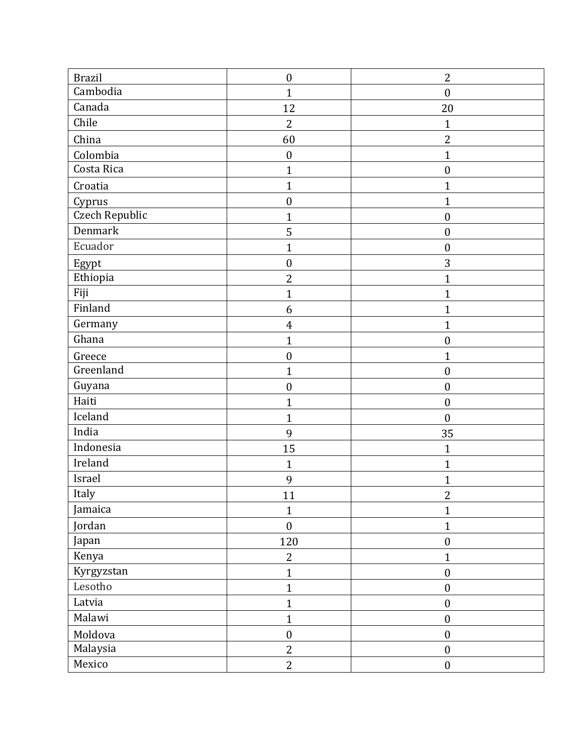| | | |
|---|---|---|
| Brazil | 0 | 2 |
| Cambodia | 1 | 0 |
| Canada | 12 | 20 |
| Chile | 2 | 1 |
| China | 60 | 2 |
| Colombia | 0 | 1 |
| Costa Rica | 1 | 0 |
| Croatia | 1 | 1 |
| Cyprus | 0 | 1 |
| Czech Republic | 1 | 0 |
| Denmark | 5 | 0 |
| Ecuador | 1 | 0 |
| Egypt | 0 | 3 |
| Ethiopia | 2 | 1 |
| Fiji | 1 | 1 |
| Finland | 6 | 1 |
| Germany | 4 | 1 |
| Ghana | 1 | 0 |
| Greece | 0 | 1 |
| Greenland | 1 | 0 |
| Guyana | 0 | 0 |
| Haiti | 1 | 0 |
| Iceland | 1 | 0 |
| India | 9 | 35 |
| Indonesia | 15 | 1 |
| Ireland | 1 | 1 |
| Israel | 9 | 1 |
| Italy | 11 | 2 |
| Jamaica | 1 | 1 |
| Jordan | 0 | 1 |
| Japan | 120 | 0 |
| Kenya | 2 | 1 |
| Kyrgyzstan | 1 | 0 |
| Lesotho | 1 | 0 |
| Latvia | 1 | 0 |
| Malawi | 1 | 0 |
| Moldova | 0 | 0 |
| Malaysia | 2 | 0 |
| Mexico | 2 | 0 |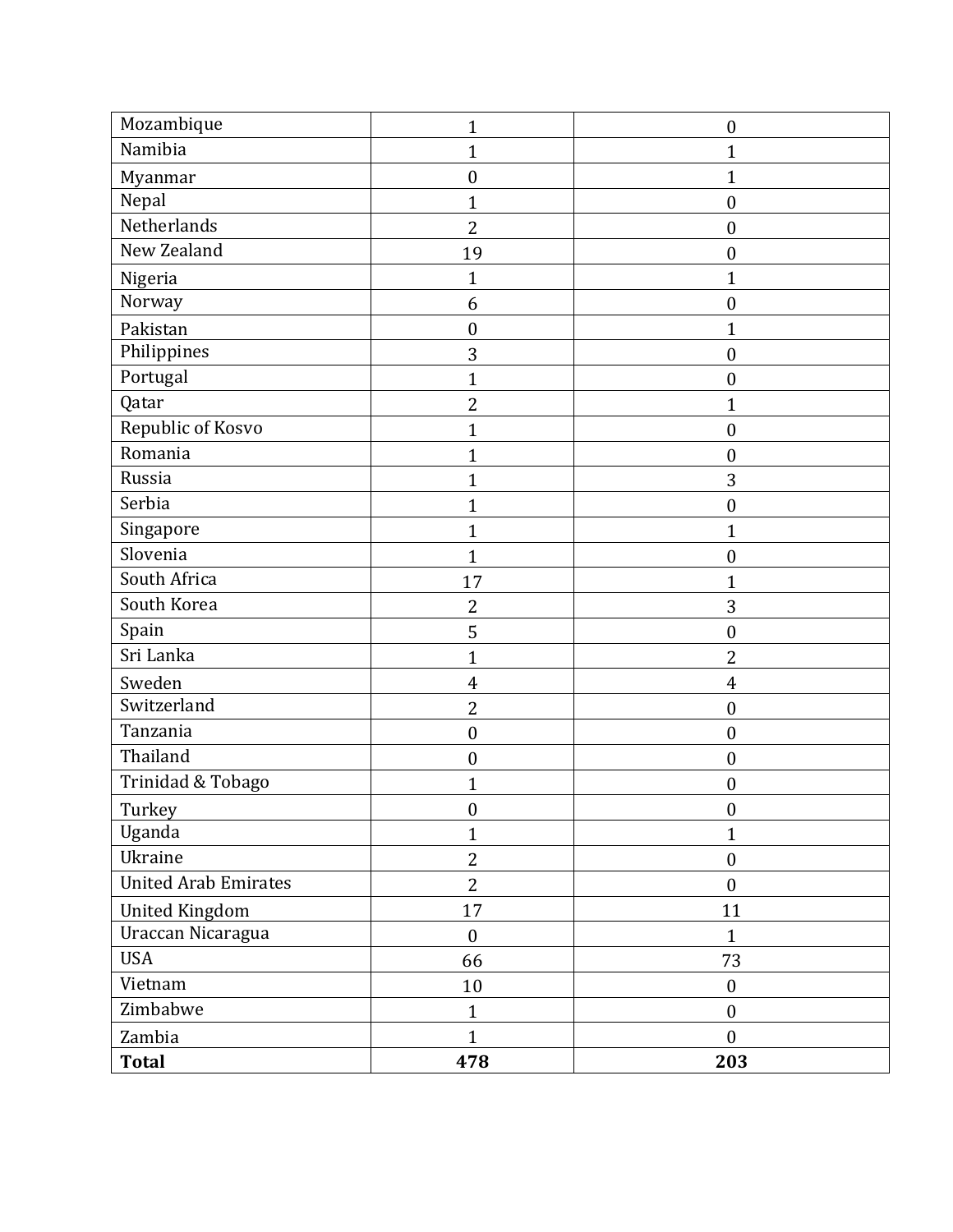| Mozambique | 1 | 0 |
|---|---|---|
| Namibia | 1 | 1 |
| Myanmar | 0 | 1 |
| Nepal | 1 | 0 |
| Netherlands | 2 | 0 |
| New Zealand | 19 | 0 |
| Nigeria | 1 | 1 |
| Norway | 6 | 0 |
| Pakistan | 0 | 1 |
| Philippines | 3 | 0 |
| Portugal | 1 | 0 |
| Qatar | 2 | 1 |
| Republic of Kosvo | 1 | 0 |
| Romania | 1 | 0 |
| Russia | 1 | 3 |
| Serbia | 1 | 0 |
| Singapore | 1 | 1 |
| Slovenia | 1 | 0 |
| South Africa | 17 | 1 |
| South Korea | 2 | 3 |
| Spain | 5 | 0 |
| Sri Lanka | 1 | 2 |
| Sweden | 4 | 4 |
| Switzerland | 2 | 0 |
| Tanzania | 0 | 0 |
| Thailand | 0 | 0 |
| Trinidad & Tobago | 1 | 0 |
| Turkey | 0 | 0 |
| Uganda | 1 | 1 |
| Ukraine | 2 | 0 |
| United Arab Emirates | 2 | 0 |
| United Kingdom | 17 | 11 |
| Uraccan Nicaragua | 0 | 1 |
| USA | 66 | 73 |
| Vietnam | 10 | 0 |
| Zimbabwe | 1 | 0 |
| Zambia | 1 | 0 |
| **Total** | **478** | **203** |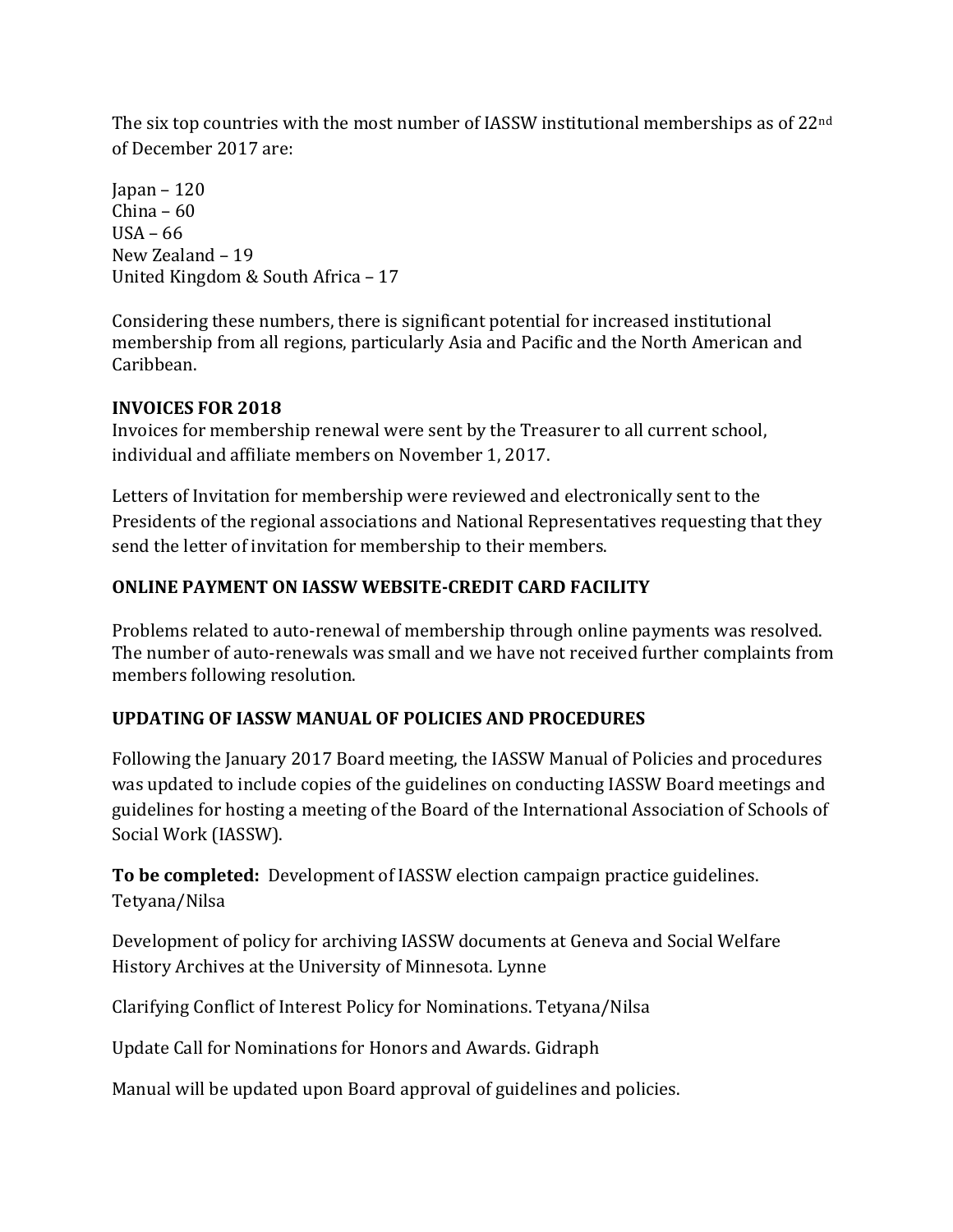The six top countries with the most number of IASSW institutional memberships as of 22nd of December 2017 are:

Japan – 120
China – 60
USA – 66
New Zealand – 19
United Kingdom & South Africa – 17

Considering these numbers, there is significant potential for increased institutional membership from all regions, particularly Asia and Pacific and the North American and Caribbean.

**INVOICES FOR 2018**

Invoices for membership renewal were sent by the Treasurer to all current school, individual and affiliate members on November 1, 2017.

Letters of Invitation for membership were reviewed and electronically sent to the Presidents of the regional associations and National Representatives requesting that they send the letter of invitation for membership to their members.

**ONLINE PAYMENT ON IASSW WEBSITE-CREDIT CARD FACILITY**

Problems related to auto-renewal of membership through online payments was resolved. The number of auto-renewals was small and we have not received further complaints from members following resolution.

**UPDATING OF IASSW MANUAL OF POLICIES AND PROCEDURES**

Following the January 2017 Board meeting, the IASSW Manual of Policies and procedures was updated to include copies of the guidelines on conducting IASSW Board meetings and guidelines for hosting a meeting of the Board of the International Association of Schools of Social Work (IASSW).

**To be completed:** Development of IASSW election campaign practice guidelines. Tetyana/Nilsa

Development of policy for archiving IASSW documents at Geneva and Social Welfare History Archives at the University of Minnesota. Lynne

Clarifying Conflict of Interest Policy for Nominations. Tetyana/Nilsa

Update Call for Nominations for Honors and Awards. Gidraph

Manual will be updated upon Board approval of guidelines and policies.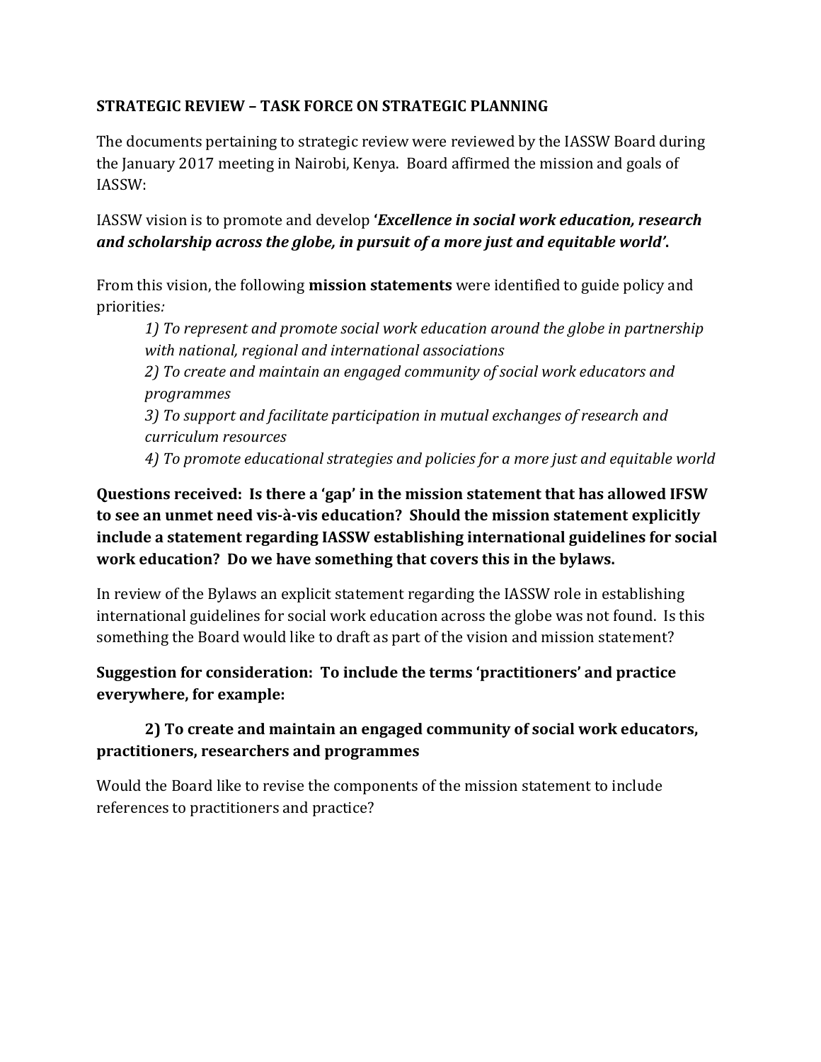**STRATEGIC REVIEW – TASK FORCE ON STRATEGIC PLANNING**

The documents pertaining to strategic review were reviewed by the IASSW Board during the January 2017 meeting in Nairobi, Kenya. Board affirmed the mission and goals of IASSW:

IASSW vision is to promote and develop **'*Excellence in social work education, research and scholarship across the globe, in pursuit of a more just and equitable world*'.**

From this vision, the following **mission statements** were identified to guide policy and priorities*:*

> *1) To represent and promote social work education around the globe in partnership with national, regional and international associations*
> *2) To create and maintain an engaged community of social work educators and programmes*
> *3) To support and facilitate participation in mutual exchanges of research and curriculum resources*
> *4) To promote educational strategies and policies for a more just and equitable world*

**Questions received: Is there a 'gap' in the mission statement that has allowed IFSW to see an unmet need vis-à-vis education? Should the mission statement explicitly include a statement regarding IASSW establishing international guidelines for social work education? Do we have something that covers this in the bylaws.**

In review of the Bylaws an explicit statement regarding the IASSW role in establishing international guidelines for social work education across the globe was not found. Is this something the Board would like to draft as part of the vision and mission statement?

**Suggestion for consideration: To include the terms 'practitioners' and practice everywhere, for example:**

> **2) To create and maintain an engaged community of social work educators, practitioners, researchers and programmes**

Would the Board like to revise the components of the mission statement to include references to practitioners and practice?